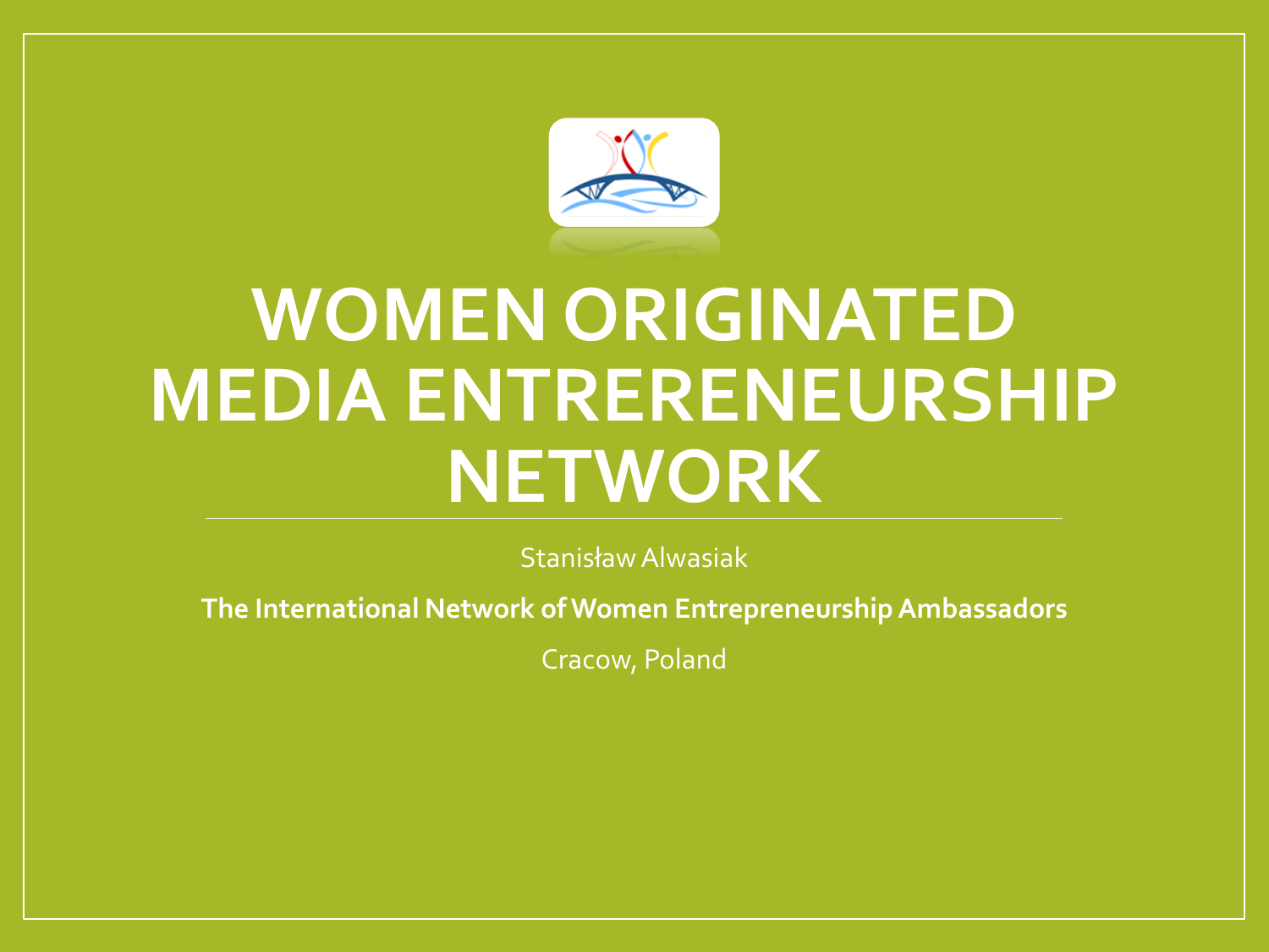# WOMEN ORIGINATED MEDIA ENTREREneurship NETWORK

Stanisław Alwasiak

**The International Network of Women Entrepreneurship Ambassadors**

Cracow, Poland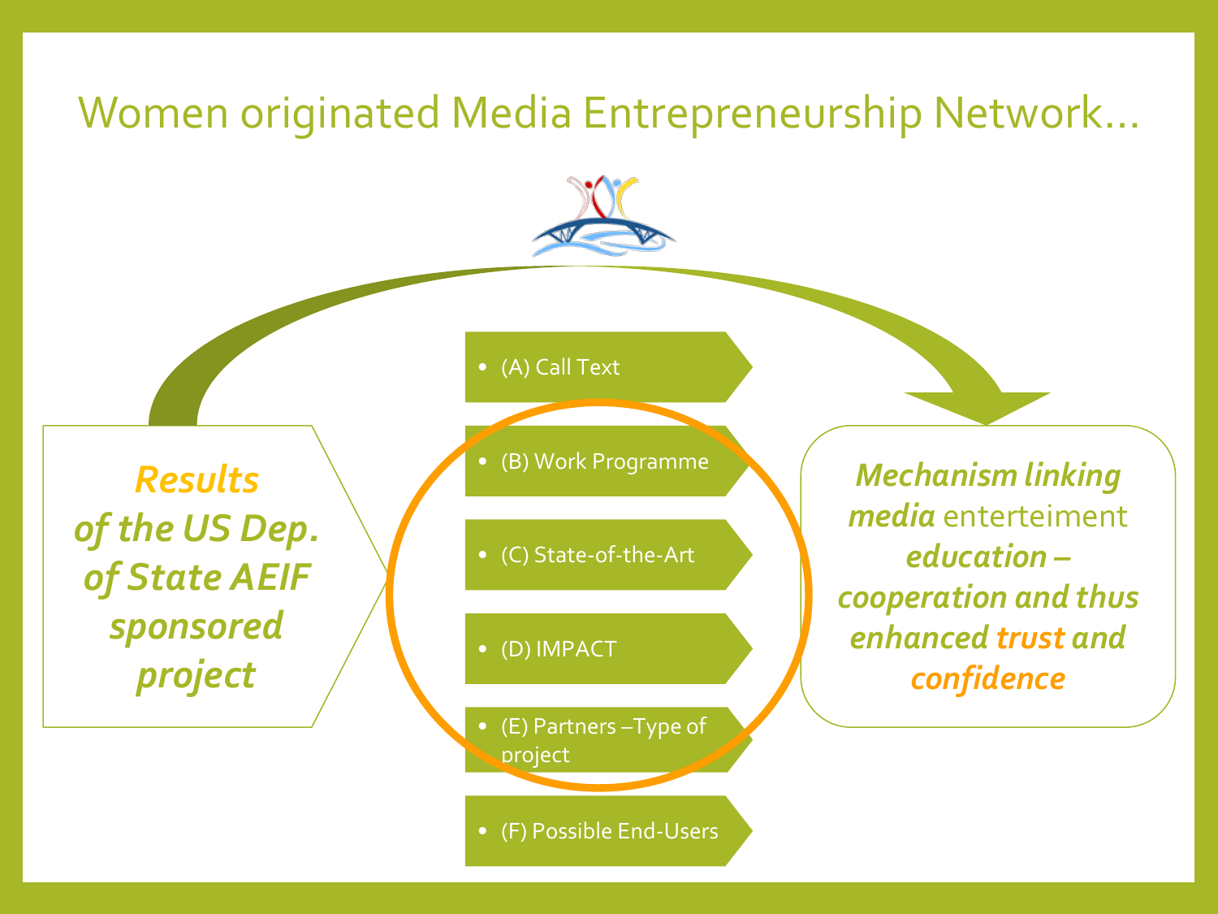# Women originated Media Entrepreneurship Network…

***Results of the US Dep. of State AEIF sponsored project***

- (A) Call Text
- (B) Work Programme
- (C) State-of-the-Art
- (D) IMPACT
- (E) Partners –Type of project
- (F) Possible End-Users

***Mechanism linking media*** enterteiment ***education – cooperation and thus enhanced trust and confidence***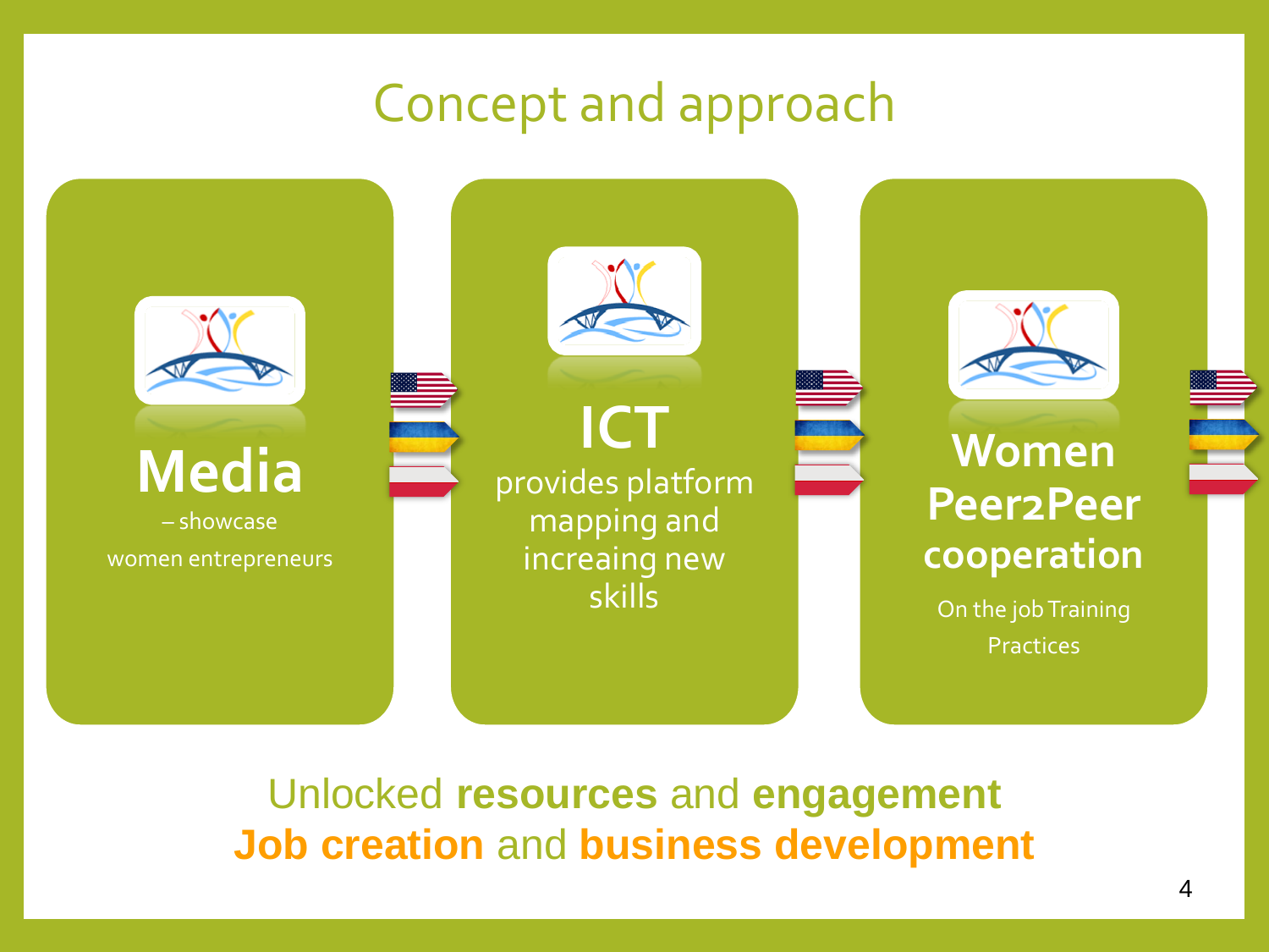# Concept and approach

**Media**

– showcase

women entrepreneurs

**ICT**

provides platform mapping and increaing new skills

**Women Peer2Peer cooperation**

On the job Training Practices

Unlocked **resources** and **engagement**

**Job creation** and **business development**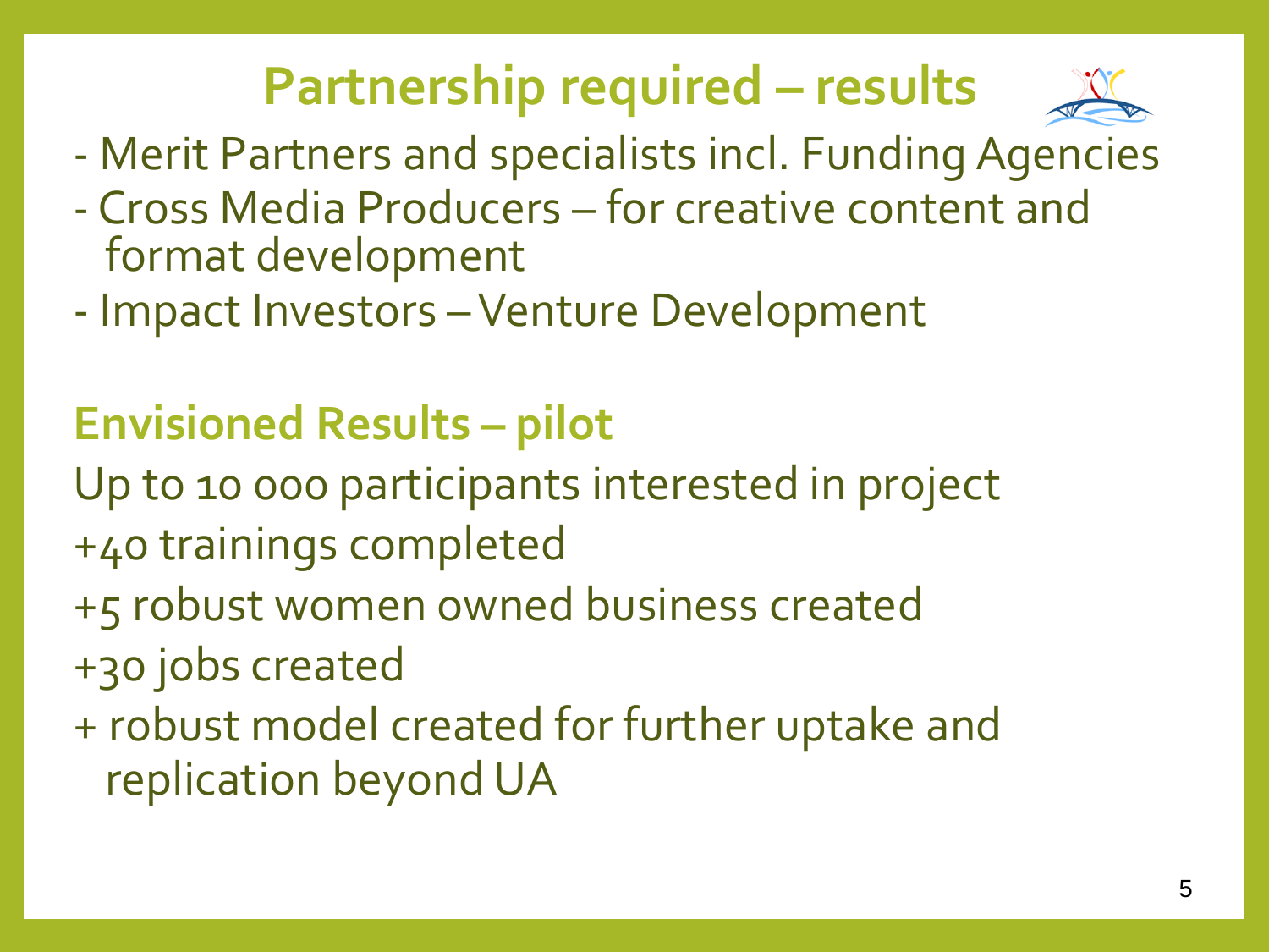# Partnership required – results

- Merit Partners and specialists incl. Funding Agencies
- Cross Media Producers – for creative content and format development
- Impact Investors – Venture Development

## Envisioned Results – pilot

Up to 10 000 participants interested in project

+40 trainings completed

+5 robust women owned business created

+30 jobs created

+ robust model created for further uptake and replication beyond UA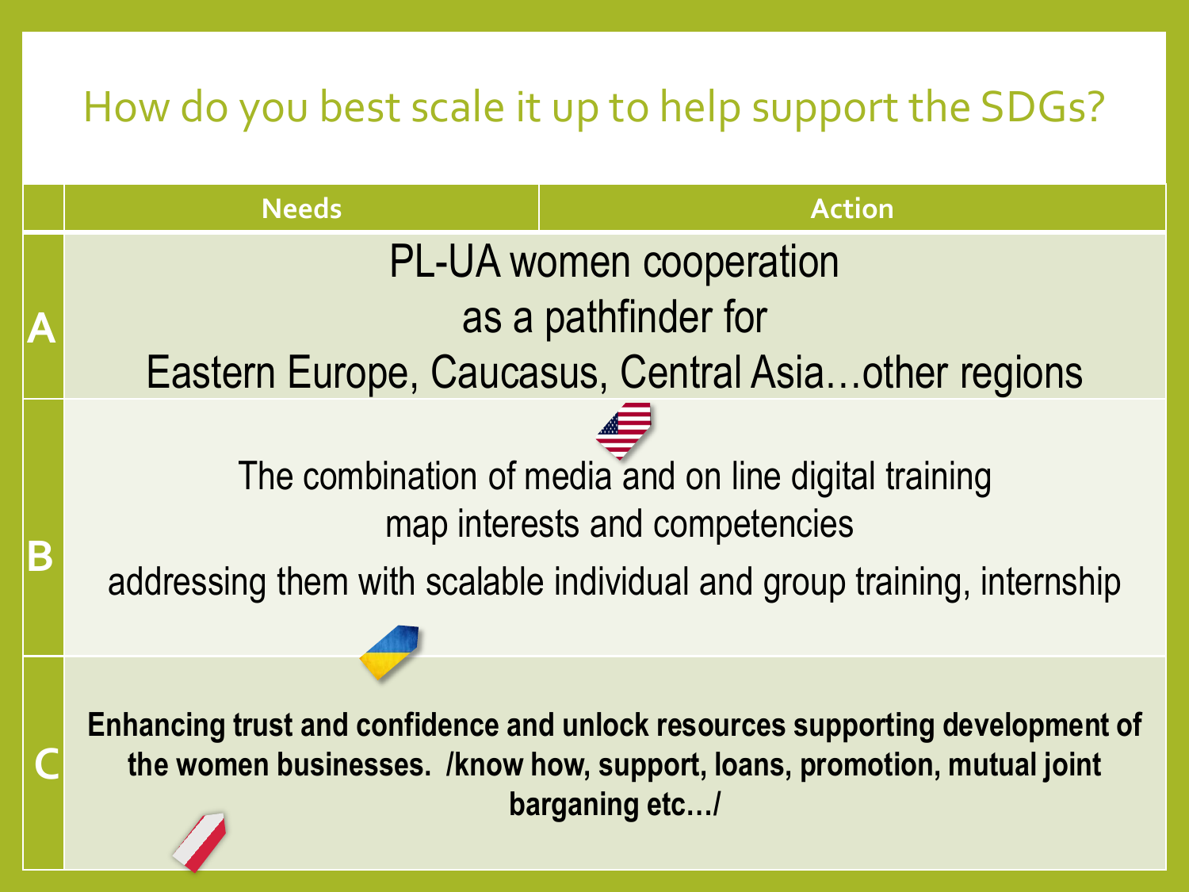# How do you best scale it up to help support the SDGs?

| | Needs | Action |
|---|---|---|
| A | PL-UA women cooperation as a pathfinder for Eastern Europe, Caucasus, Central Asia…other regions | |
| B | The combination of media and on line digital training map interests and competencies addressing them with scalable individual and group training, internship | |
| C | **Enhancing trust and confidence and unlock resources supporting development of the women businesses. /know how, support, loans, promotion, mutual joint barganing etc…/** | |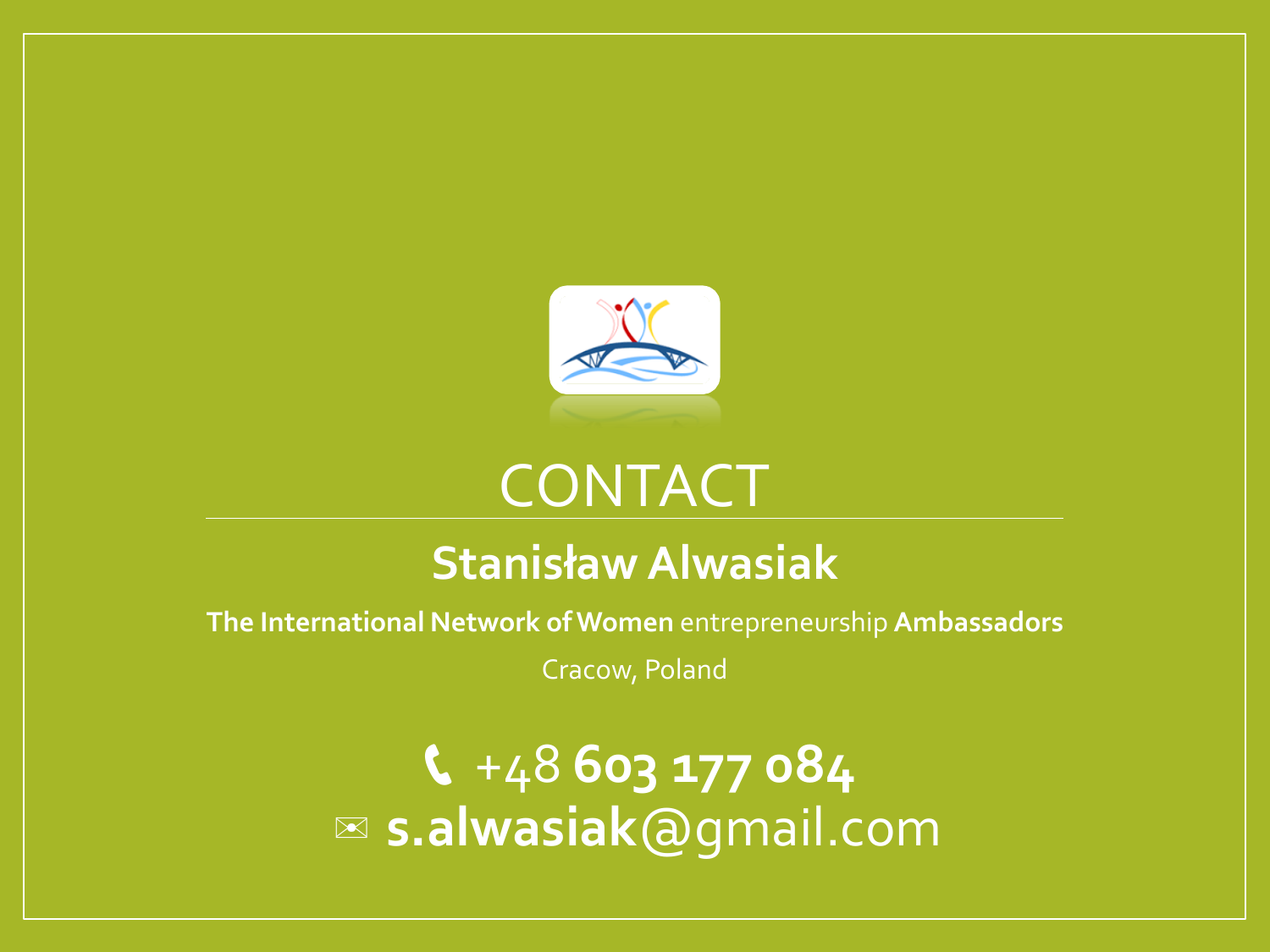# CONTACT

## **Stanisław Alwasiak**

**The International Network of Women** entrepreneurship **Ambassadors**

Cracow, Poland

+48 **603 177 084**

✉ **s.alwasiak**@gmail.com